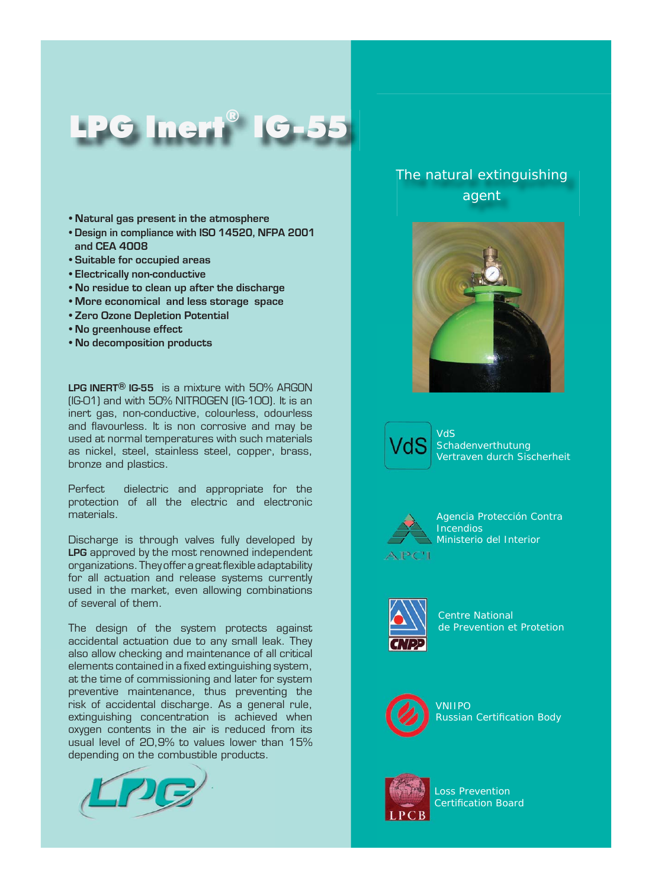# LPG Inert® IG-55

- Natural gas present in the atmosphere
- Design in compliance with ISO 14520, NFPA 2001 and CEA 4008
- Suitable for occupied areas
- Electrically non-conductive
- No residue to clean up after the discharge
- More economical and less storage space
- Zero Ozone Depletion Potential
- No greenhouse effect
- No decomposition products

**LPG INERT® IG-55** is a mixture with 50% ARGON (IG-01) and with 50% NITROGEN (IG-100). It is an inert gas, non-conductive, colourless, odourless and flavourless. It is non corrosive and may be used at normal temperatures with such materials as nickel, steel, stainless steel, copper, brass, bronze and plastics.

Perfect dielectric and appropriate for the protection of all the electric and electronic materials.

Discharge is through valves fully developed by **LPG** approved by the most renowned independent organizations. They offer a great flexible adaptability for all actuation and release systems currently used in the market, even allowing combinations of several of them.

The design of the system protects against accidental actuation due to any small leak. They also allow checking and maintenance of all critical elements contained in a fixed extinguishing system, at the time of commissioning and later for system preventive maintenance, thus preventing the risk of accidental discharge. As a general rule, extinguishing concentration is achieved when oxygen contents in the air is reduced from its usual level of 20,9% to values lower than 15% depending on the combustible products.

LPG

## The natural extinguishing agent

VdS

VdS Schadenverthutung Vertraven durch Sicherheit

APCI

Agencia Protección Contra Incendios Ministerio del Interior

CNPP

Centre National de Prevention et Protetion

VNIIPO Russian Certification Body

LPCB

Loss Prevention Certification Board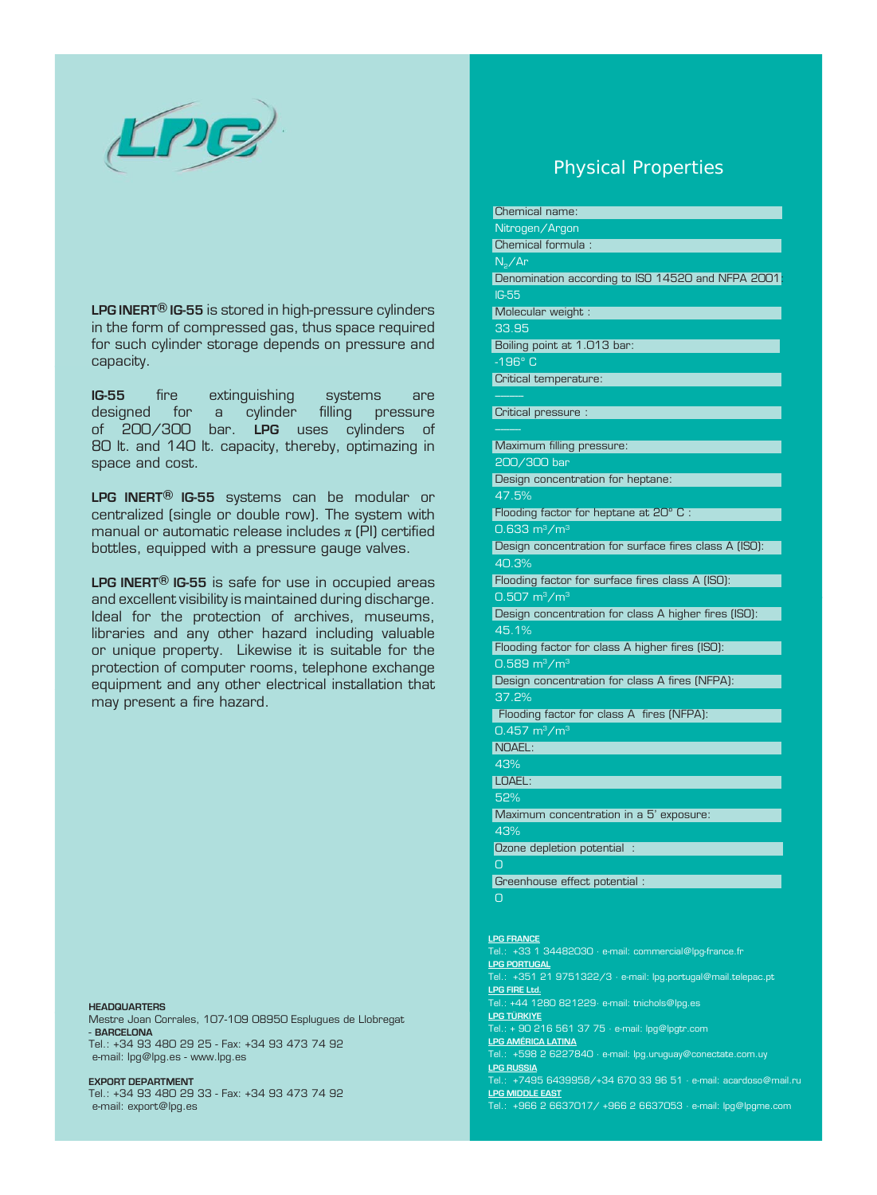**LPG INERT® IG-55** is stored in high-pressure cylinders in the form of compressed gas, thus space required for such cylinder storage depends on pressure and capacity.

**IG-55** fire extinguishing systems are designed for a cylinder filling pressure of 200/300 bar. **LPG** uses cylinders of 80 lt. and 140 lt. capacity, thereby, optimazing in space and cost.

**LPG INERT® IG-55** systems can be modular or centralized (single or double row). The system with manual or automatic release includes π (PI) certified bottles, equipped with a pressure gauge valves.

**LPG INERT® IG-55** is safe for use in occupied areas and excellent visibility is maintained during discharge. Ideal for the protection of archives, museums, libraries and any other hazard including valuable or unique property. Likewise it is suitable for the protection of computer rooms, telephone exchange equipment and any other electrical installation that may present a fire hazard.

**HEADQUARTERS**
Mestre Joan Corrales, 107-109 08950 Esplugues de Llobregat - **BARCELONA**
Tel.: +34 93 480 29 25 - Fax: +34 93 473 74 92
e-mail: lpg@lpg.es - www.lpg.es

**EXPORT DEPARTMENT**
Tel.: +34 93 480 29 33 - Fax: +34 93 473 74 92
e-mail: export@lpg.es

## Physical Properties

Chemical name:
Nitrogen/Argon

Chemical formula :
$N_2/Ar$

Denomination according to ISO 14520 and NFPA 2001:
IG-55

Molecular weight :
33.95

Boiling point at 1.013 bar:
-196° C

Critical temperature:
——

Critical pressure :
——

Maximum filling pressure:
200/300 bar

Design concentration for heptane:
47.5%

Flooding factor for heptane at 20° C :
0.633 $m^3/m^3$

Design concentration for surface fires class A (ISO):
40.3%

Flooding factor for surface fires class A (ISO):
0.507 $m^3/m^3$

Design concentration for class A higher fires (ISO):
45.1%

Flooding factor for class A higher fires (ISO):
0.589 $m^3/m^3$

Design concentration for class A fires (NFPA):
37.2%

Flooding factor for class A fires (NFPA):
0.457 $m^3/m^3$

NOAEL:
43%

LOAEL:
52%

Maximum concentration in a 5' exposure:
43%

Ozone depletion potential :
0

Greenhouse effect potential :
0

**LPG FRANCE**
Tel.: +33 1 34482030 · e-mail: commercial@lpg-france.fr
**LPG PORTUGAL**
Tel.: +351 21 9751322/3 · e-mail: lpg.portugal@mail.telepac.pt
**LPG FIRE Ltd.**
Tel.: +44 1280 821229· e-mail: tnichols@lpg.es
**LPG TÜRKIYE**
Tel.: + 90 216 561 37 75 · e-mail: lpg@lpgtr.com
**LPG AMÉRICA LATINA**
Tel.: +598 2 6227840 · e-mail: lpg.uruguay@conectate.com.uy
**LPG RUSSIA**
Tel.: +7495 6439958/+34 670 33 96 51 · e-mail: acardoso@mail.ru
**LPG MIDDLE EAST**
Tel.: +966 2 6637017/ +966 2 6637053 · e-mail: lpg@lpgme.com